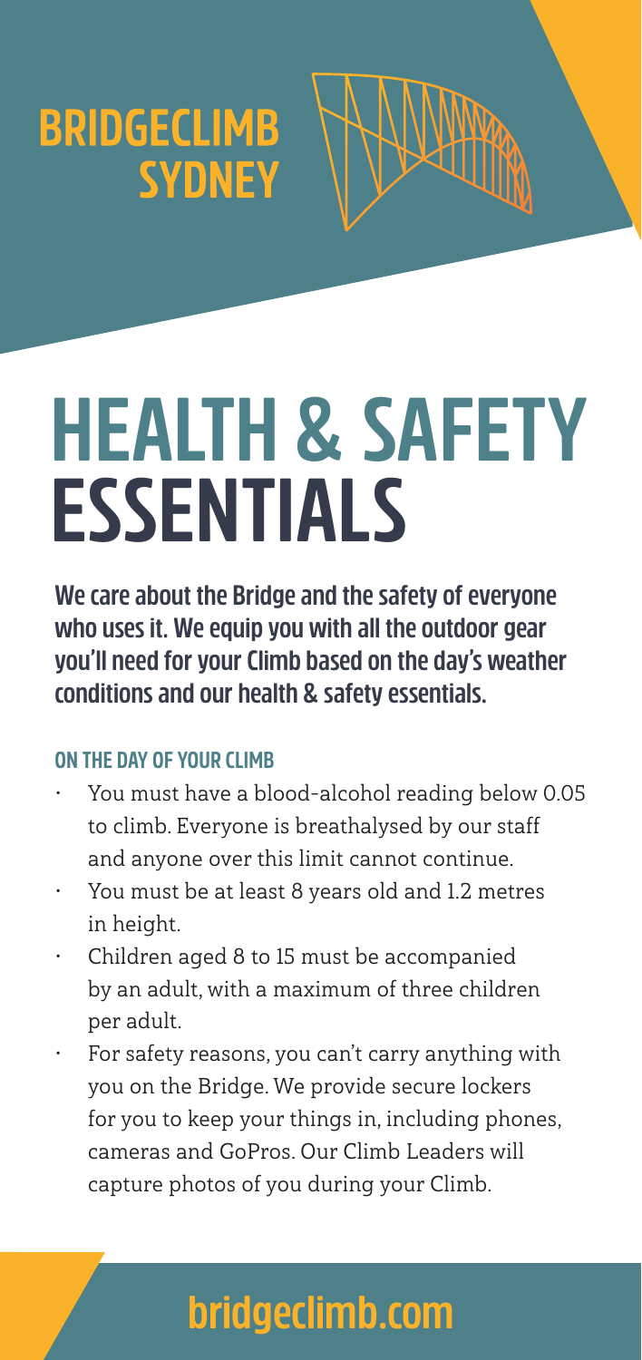**BRIDGECLIMB SYDNEY**

# HEALTH & SAFETY ESSENTIALS

**We care about the Bridge and the safety of everyone who uses it. We equip you with all the outdoor gear you'll need for your Climb based on the day's weather conditions and our health & safety essentials.**

### ON THE DAY OF YOUR CLIMB

- You must have a blood-alcohol reading below 0.05 to climb. Everyone is breathalysed by our staff and anyone over this limit cannot continue.
- You must be at least 8 years old and 1.2 metres in height.
- Children aged 8 to 15 must be accompanied by an adult, with a maximum of three children per adult.
- For safety reasons, you can't carry anything with you on the Bridge. We provide secure lockers for you to keep your things in, including phones, cameras and GoPros. Our Climb Leaders will capture photos of you during your Climb.

**bridgeclimb.com**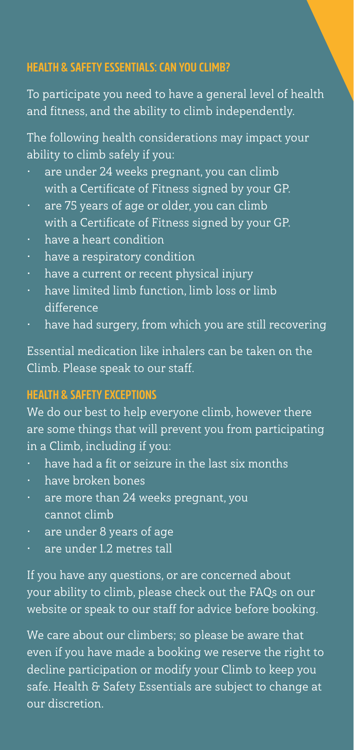## HEALTH & SAFETY ESSENTIALS: CAN YOU CLIMB?

To participate you need to have a general level of health and fitness, and the ability to climb independently.

The following health considerations may impact your ability to climb safely if you:

- are under 24 weeks pregnant, you can climb with a Certificate of Fitness signed by your GP.
- are 75 years of age or older, you can climb with a Certificate of Fitness signed by your GP.
- have a heart condition
- have a respiratory condition
- have a current or recent physical injury
- have limited limb function, limb loss or limb difference
- have had surgery, from which you are still recovering

Essential medication like inhalers can be taken on the Climb. Please speak to our staff.

## HEALTH & SAFETY EXCEPTIONS

We do our best to help everyone climb, however there are some things that will prevent you from participating in a Climb, including if you:

- have had a fit or seizure in the last six months
- have broken bones
- are more than 24 weeks pregnant, you cannot climb
- are under 8 years of age
- are under 1.2 metres tall

If you have any questions, or are concerned about your ability to climb, please check out the FAQs on our website or speak to our staff for advice before booking.

We care about our climbers; so please be aware that even if you have made a booking we reserve the right to decline participation or modify your Climb to keep you safe. Health & Safety Essentials are subject to change at our discretion.